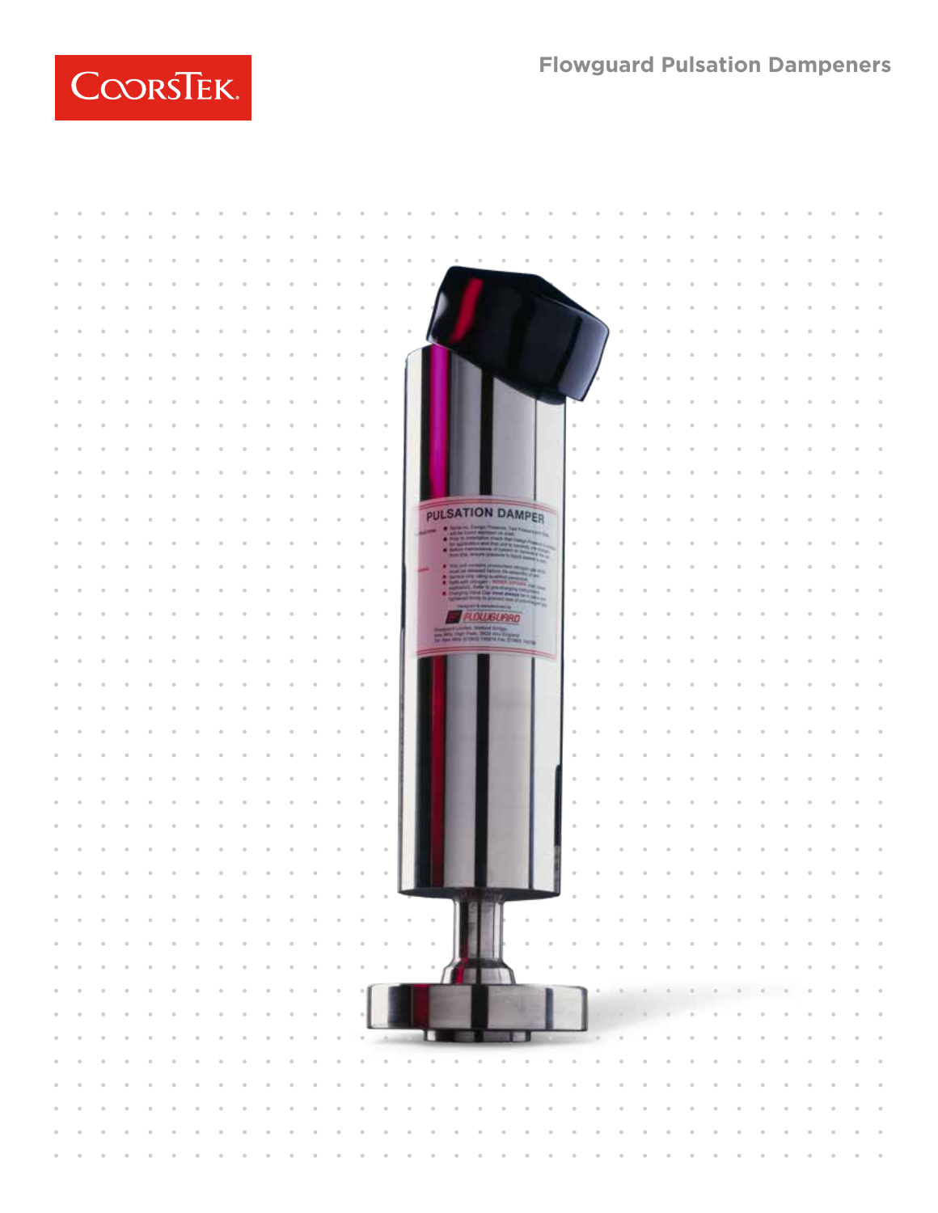# Flowguard Pulsation Dampeners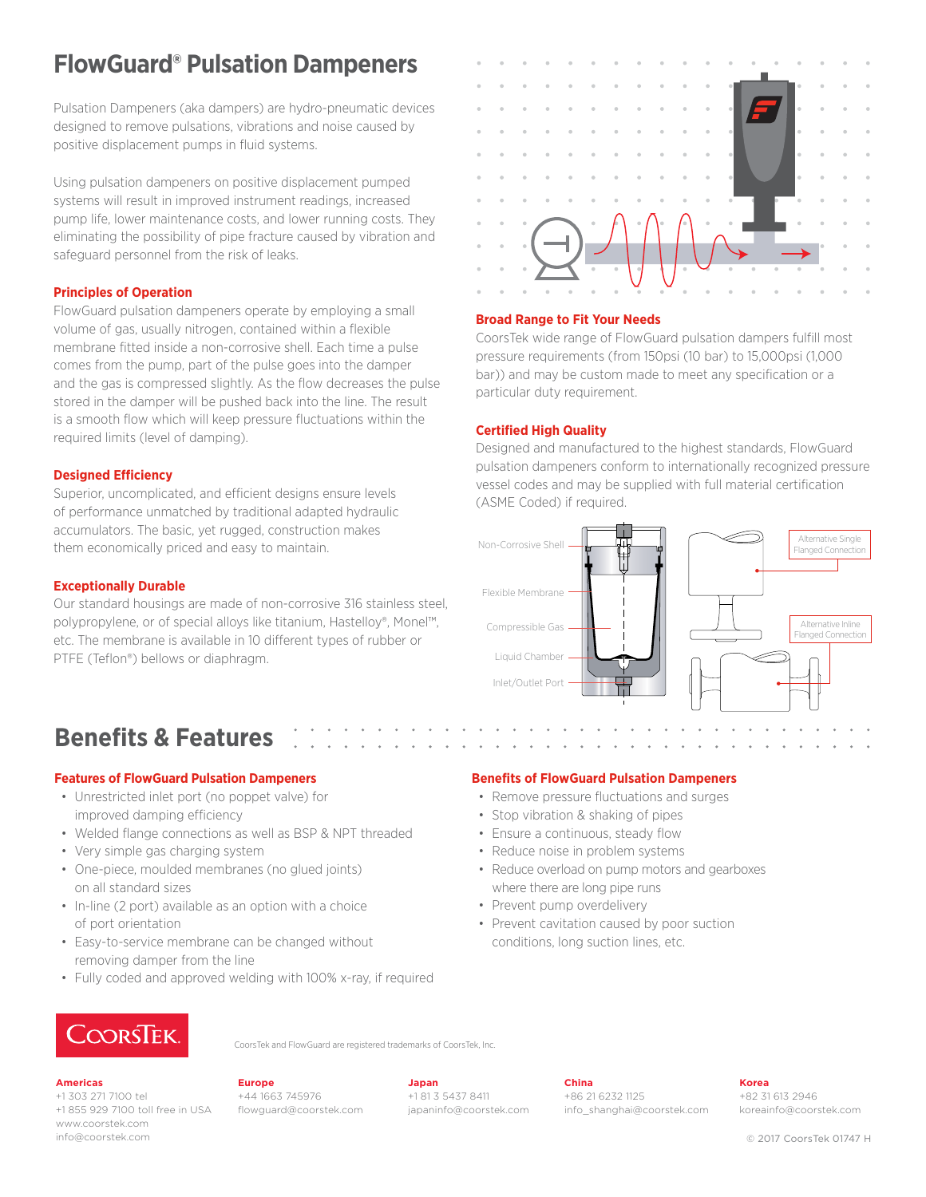# FlowGuard® Pulsation Dampeners

Pulsation Dampeners (aka dampers) are hydro-pneumatic devices designed to remove pulsations, vibrations and noise caused by positive displacement pumps in fluid systems.

Using pulsation dampeners on positive displacement pumped systems will result in improved instrument readings, increased pump life, lower maintenance costs, and lower running costs. They eliminating the possibility of pipe fracture caused by vibration and safeguard personnel from the risk of leaks.

### Principles of Operation

FlowGuard pulsation dampeners operate by employing a small volume of gas, usually nitrogen, contained within a flexible membrane fitted inside a non-corrosive shell. Each time a pulse comes from the pump, part of the pulse goes into the damper and the gas is compressed slightly. As the flow decreases the pulse stored in the damper will be pushed back into the line. The result is a smooth flow which will keep pressure fluctuations within the required limits (level of damping).

### Designed Efficiency

Superior, uncomplicated, and efficient designs ensure levels of performance unmatched by traditional adapted hydraulic accumulators. The basic, yet rugged, construction makes them economically priced and easy to maintain.

### Exceptionally Durable

Our standard housings are made of non-corrosive 316 stainless steel, polypropylene, or of special alloys like titanium, Hastelloy®, Monel™, etc. The membrane is available in 10 different types of rubber or PTFE (Teflon®) bellows or diaphragm.

### Broad Range to Fit Your Needs

CoorsTek wide range of FlowGuard pulsation dampers fulfill most pressure requirements (from 150psi (10 bar) to 15,000psi (1,000 bar)) and may be custom made to meet any specification or a particular duty requirement.

### Certified High Quality

Designed and manufactured to the highest standards, FlowGuard pulsation dampeners conform to internationally recognized pressure vessel codes and may be supplied with full material certification (ASME Coded) if required.

Non-Corrosive Shell
Flexible Membrane
Compressible Gas
Liquid Chamber
Inlet/Outlet Port
Alternative Single Flanged Connection
Alternative Inline Flanged Connection

## Benefits & Features

### Features of FlowGuard Pulsation Dampeners

- Unrestricted inlet port (no poppet valve) for improved damping efficiency
- Welded flange connections as well as BSP & NPT threaded
- Very simple gas charging system
- One-piece, moulded membranes (no glued joints) on all standard sizes
- In-line (2 port) available as an option with a choice of port orientation
- Easy-to-service membrane can be changed without removing damper from the line
- Fully coded and approved welding with 100% x-ray, if required

### Benefits of FlowGuard Pulsation Dampeners

- Remove pressure fluctuations and surges
- Stop vibration & shaking of pipes
- Ensure a continuous, steady flow
- Reduce noise in problem systems
- Reduce overload on pump motors and gearboxes where there are long pipe runs
- Prevent pump overdelivery
- Prevent cavitation caused by poor suction conditions, long suction lines, etc.

CoorsTek

CoorsTek and FlowGuard are registered trademarks of CoorsTek, Inc.

**Americas**
+1 303 271 7100 tel
+1 855 929 7100 toll free in USA
www.coorstek.com
info@coorstek.com

**Europe**
+44 1663 745976
flowguard@coorstek.com

**Japan**
+1 81 3 5437 8411
japaninfo@coorstek.com

**China**
+86 21 6232 1125
info_shanghai@coorstek.com

**Korea**
+82 31 613 2946
koreainfo@coorstek.com

© 2017 CoorsTek 01747 H